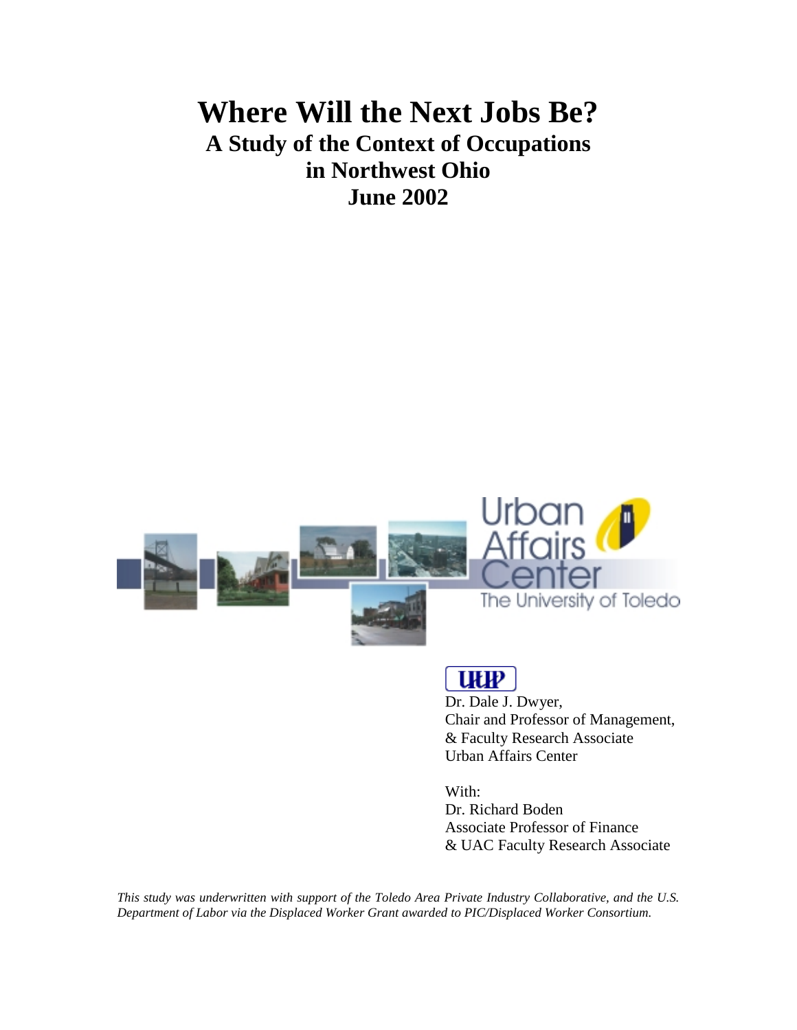# Where Will the Next Jobs Be?

## A Study of the Context of Occupations in Northwest Ohio

## June 2002

Urban Affairs Center

The University of Toledo

UUP

Dr. Dale J. Dwyer,
Chair and Professor of Management,
& Faculty Research Associate
Urban Affairs Center

With:
Dr. Richard Boden
Associate Professor of Finance
& UAC Faculty Research Associate

*This study was underwritten with support of the Toledo Area Private Industry Collaborative, and the U.S. Department of Labor via the Displaced Worker Grant awarded to PIC/Displaced Worker Consortium.*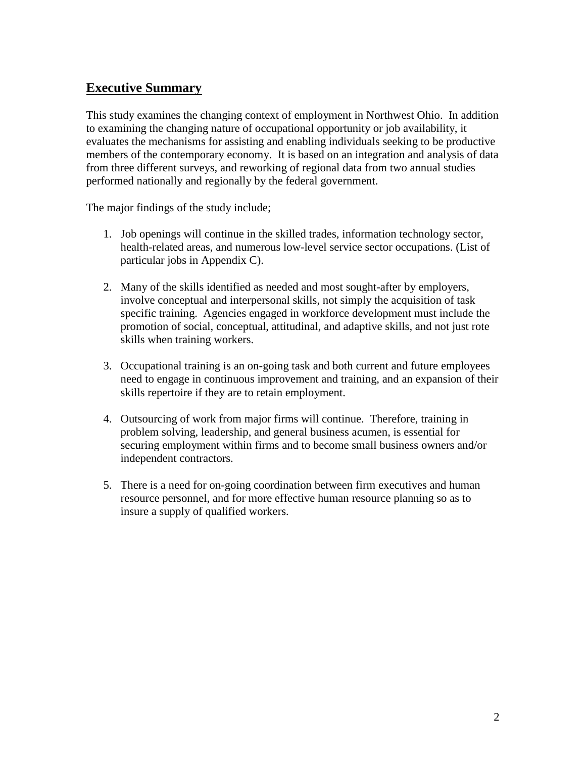## Executive Summary

This study examines the changing context of employment in Northwest Ohio. In addition to examining the changing nature of occupational opportunity or job availability, it evaluates the mechanisms for assisting and enabling individuals seeking to be productive members of the contemporary economy. It is based on an integration and analysis of data from three different surveys, and reworking of regional data from two annual studies performed nationally and regionally by the federal government.

The major findings of the study include;

1. Job openings will continue in the skilled trades, information technology sector, health-related areas, and numerous low-level service sector occupations. (List of particular jobs in Appendix C).

2. Many of the skills identified as needed and most sought-after by employers, involve conceptual and interpersonal skills, not simply the acquisition of task specific training. Agencies engaged in workforce development must include the promotion of social, conceptual, attitudinal, and adaptive skills, and not just rote skills when training workers.

3. Occupational training is an on-going task and both current and future employees need to engage in continuous improvement and training, and an expansion of their skills repertoire if they are to retain employment.

4. Outsourcing of work from major firms will continue. Therefore, training in problem solving, leadership, and general business acumen, is essential for securing employment within firms and to become small business owners and/or independent contractors.

5. There is a need for on-going coordination between firm executives and human resource personnel, and for more effective human resource planning so as to insure a supply of qualified workers.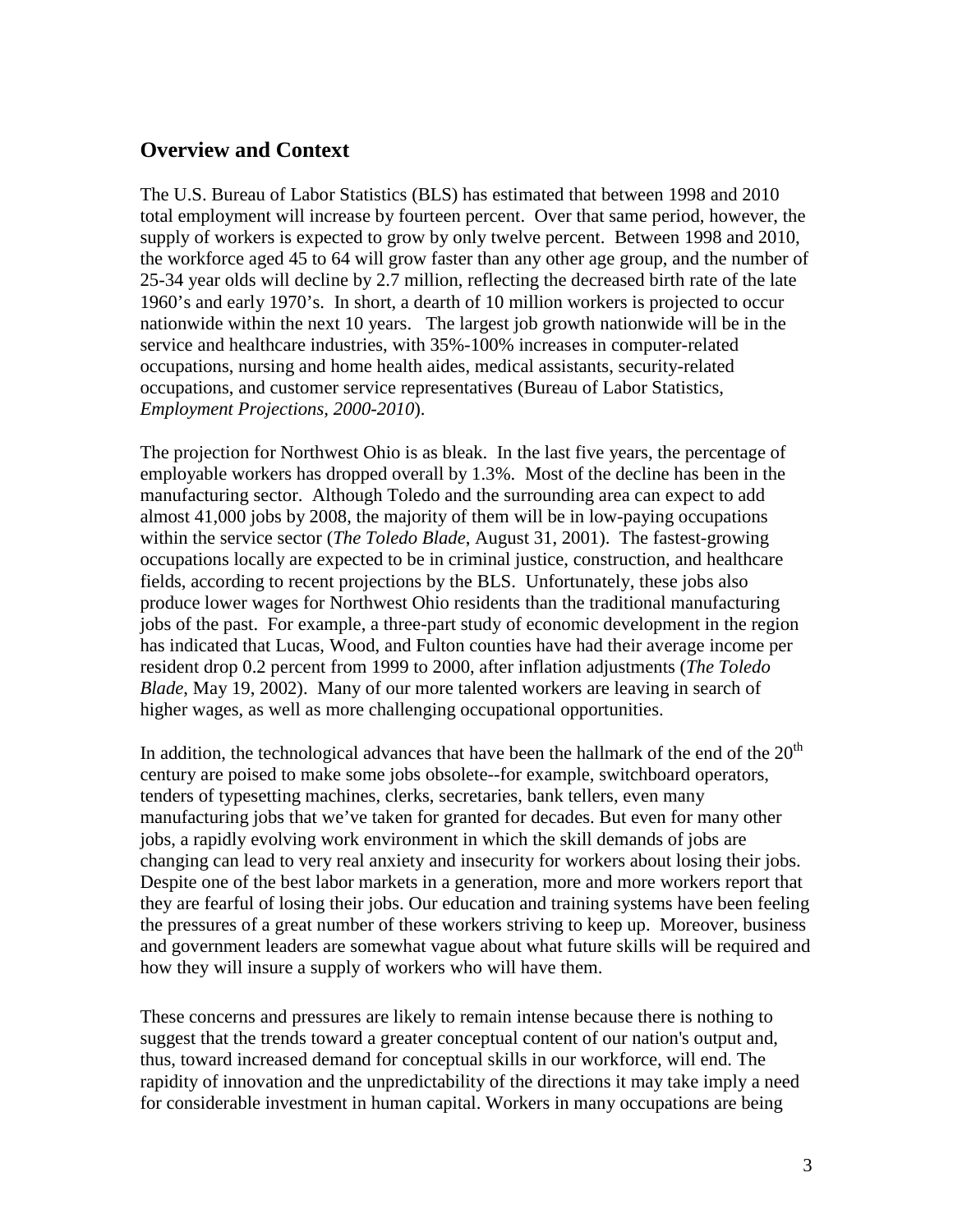## Overview and Context

The U.S. Bureau of Labor Statistics (BLS) has estimated that between 1998 and 2010 total employment will increase by fourteen percent. Over that same period, however, the supply of workers is expected to grow by only twelve percent. Between 1998 and 2010, the workforce aged 45 to 64 will grow faster than any other age group, and the number of 25-34 year olds will decline by 2.7 million, reflecting the decreased birth rate of the late 1960's and early 1970's. In short, a dearth of 10 million workers is projected to occur nationwide within the next 10 years. The largest job growth nationwide will be in the service and healthcare industries, with 35%-100% increases in computer-related occupations, nursing and home health aides, medical assistants, security-related occupations, and customer service representatives (Bureau of Labor Statistics, *Employment Projections, 2000-2010*).

The projection for Northwest Ohio is as bleak. In the last five years, the percentage of employable workers has dropped overall by 1.3%. Most of the decline has been in the manufacturing sector. Although Toledo and the surrounding area can expect to add almost 41,000 jobs by 2008, the majority of them will be in low-paying occupations within the service sector (*The Toledo Blade*, August 31, 2001). The fastest-growing occupations locally are expected to be in criminal justice, construction, and healthcare fields, according to recent projections by the BLS. Unfortunately, these jobs also produce lower wages for Northwest Ohio residents than the traditional manufacturing jobs of the past. For example, a three-part study of economic development in the region has indicated that Lucas, Wood, and Fulton counties have had their average income per resident drop 0.2 percent from 1999 to 2000, after inflation adjustments (*The Toledo Blade*, May 19, 2002). Many of our more talented workers are leaving in search of higher wages, as well as more challenging occupational opportunities.

In addition, the technological advances that have been the hallmark of the end of the 20th century are poised to make some jobs obsolete--for example, switchboard operators, tenders of typesetting machines, clerks, secretaries, bank tellers, even many manufacturing jobs that we've taken for granted for decades. But even for many other jobs, a rapidly evolving work environment in which the skill demands of jobs are changing can lead to very real anxiety and insecurity for workers about losing their jobs. Despite one of the best labor markets in a generation, more and more workers report that they are fearful of losing their jobs. Our education and training systems have been feeling the pressures of a great number of these workers striving to keep up. Moreover, business and government leaders are somewhat vague about what future skills will be required and how they will insure a supply of workers who will have them.

These concerns and pressures are likely to remain intense because there is nothing to suggest that the trends toward a greater conceptual content of our nation's output and, thus, toward increased demand for conceptual skills in our workforce, will end. The rapidity of innovation and the unpredictability of the directions it may take imply a need for considerable investment in human capital. Workers in many occupations are being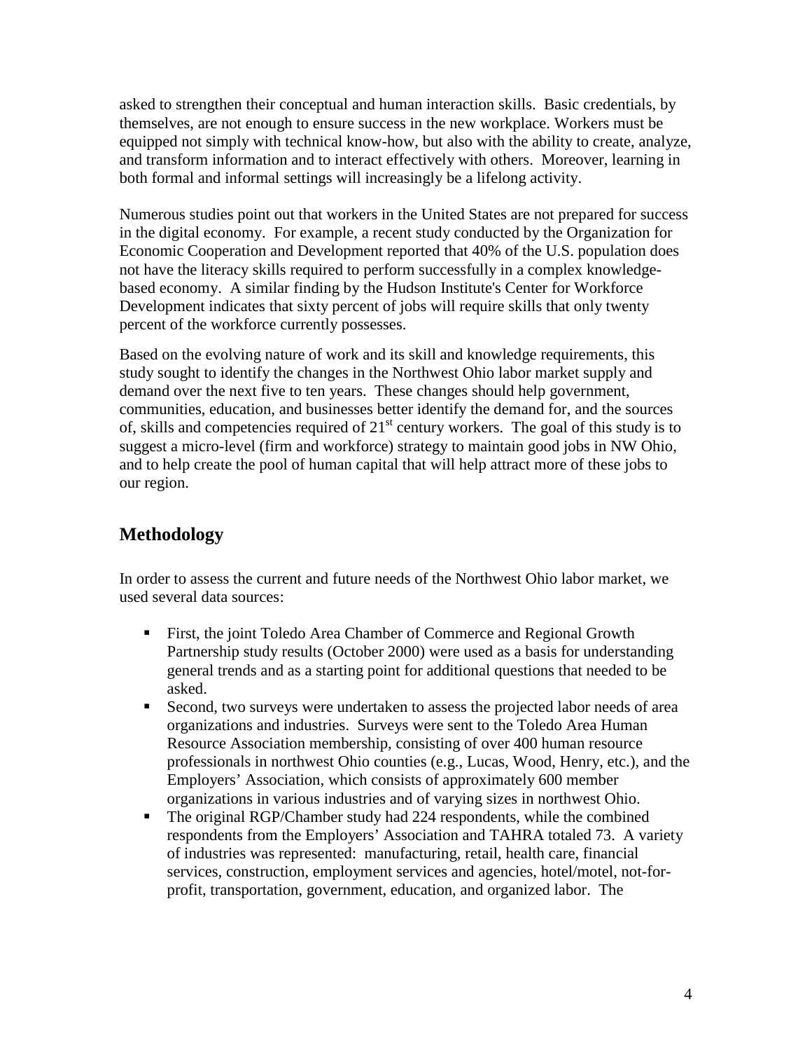asked to strengthen their conceptual and human interaction skills. Basic credentials, by themselves, are not enough to ensure success in the new workplace. Workers must be equipped not simply with technical know-how, but also with the ability to create, analyze, and transform information and to interact effectively with others. Moreover, learning in both formal and informal settings will increasingly be a lifelong activity.

Numerous studies point out that workers in the United States are not prepared for success in the digital economy. For example, a recent study conducted by the Organization for Economic Cooperation and Development reported that 40% of the U.S. population does not have the literacy skills required to perform successfully in a complex knowledge-based economy. A similar finding by the Hudson Institute's Center for Workforce Development indicates that sixty percent of jobs will require skills that only twenty percent of the workforce currently possesses.

Based on the evolving nature of work and its skill and knowledge requirements, this study sought to identify the changes in the Northwest Ohio labor market supply and demand over the next five to ten years. These changes should help government, communities, education, and businesses better identify the demand for, and the sources of, skills and competencies required of 21st century workers. The goal of this study is to suggest a micro-level (firm and workforce) strategy to maintain good jobs in NW Ohio, and to help create the pool of human capital that will help attract more of these jobs to our region.

## Methodology

In order to assess the current and future needs of the Northwest Ohio labor market, we used several data sources:

- First, the joint Toledo Area Chamber of Commerce and Regional Growth Partnership study results (October 2000) were used as a basis for understanding general trends and as a starting point for additional questions that needed to be asked.
- Second, two surveys were undertaken to assess the projected labor needs of area organizations and industries. Surveys were sent to the Toledo Area Human Resource Association membership, consisting of over 400 human resource professionals in northwest Ohio counties (e.g., Lucas, Wood, Henry, etc.), and the Employers' Association, which consists of approximately 600 member organizations in various industries and of varying sizes in northwest Ohio.
- The original RGP/Chamber study had 224 respondents, while the combined respondents from the Employers' Association and TAHRA totaled 73. A variety of industries was represented: manufacturing, retail, health care, financial services, construction, employment services and agencies, hotel/motel, not-for-profit, transportation, government, education, and organized labor. The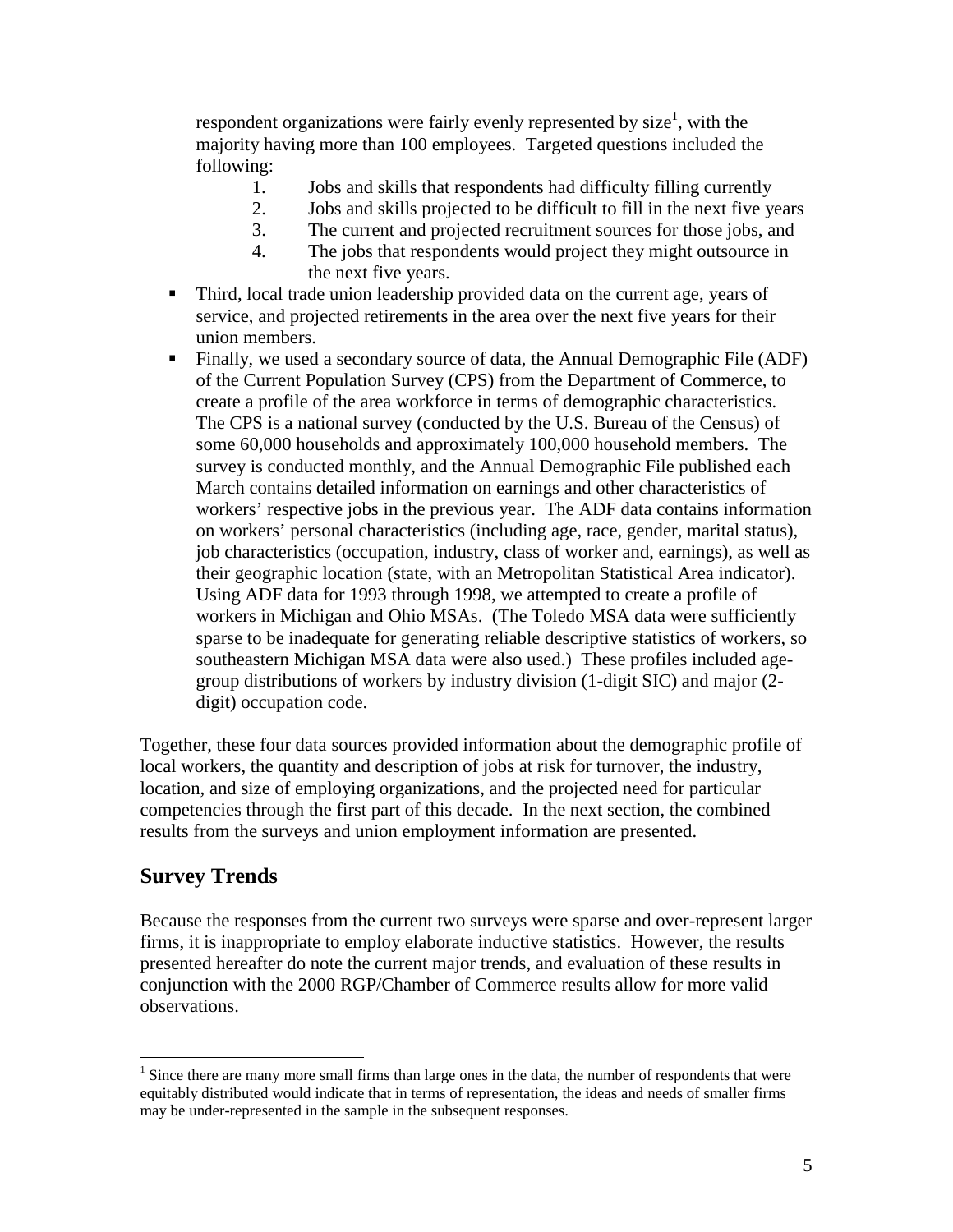respondent organizations were fairly evenly represented by size[1], with the majority having more than 100 employees. Targeted questions included the following:

1. Jobs and skills that respondents had difficulty filling currently
2. Jobs and skills projected to be difficult to fill in the next five years
3. The current and projected recruitment sources for those jobs, and
4. The jobs that respondents would project they might outsource in the next five years.

- Third, local trade union leadership provided data on the current age, years of service, and projected retirements in the area over the next five years for their union members.
- Finally, we used a secondary source of data, the Annual Demographic File (ADF) of the Current Population Survey (CPS) from the Department of Commerce, to create a profile of the area workforce in terms of demographic characteristics. The CPS is a national survey (conducted by the U.S. Bureau of the Census) of some 60,000 households and approximately 100,000 household members. The survey is conducted monthly, and the Annual Demographic File published each March contains detailed information on earnings and other characteristics of workers' respective jobs in the previous year. The ADF data contains information on workers' personal characteristics (including age, race, gender, marital status), job characteristics (occupation, industry, class of worker and, earnings), as well as their geographic location (state, with an Metropolitan Statistical Area indicator). Using ADF data for 1993 through 1998, we attempted to create a profile of workers in Michigan and Ohio MSAs. (The Toledo MSA data were sufficiently sparse to be inadequate for generating reliable descriptive statistics of workers, so southeastern Michigan MSA data were also used.) These profiles included age-group distributions of workers by industry division (1-digit SIC) and major (2-digit) occupation code.

Together, these four data sources provided information about the demographic profile of local workers, the quantity and description of jobs at risk for turnover, the industry, location, and size of employing organizations, and the projected need for particular competencies through the first part of this decade. In the next section, the combined results from the surveys and union employment information are presented.

## Survey Trends

Because the responses from the current two surveys were sparse and over-represent larger firms, it is inappropriate to employ elaborate inductive statistics. However, the results presented hereafter do note the current major trends, and evaluation of these results in conjunction with the 2000 RGP/Chamber of Commerce results allow for more valid observations.

[1] Since there are many more small firms than large ones in the data, the number of respondents that were equitably distributed would indicate that in terms of representation, the ideas and needs of smaller firms may be under-represented in the sample in the subsequent responses.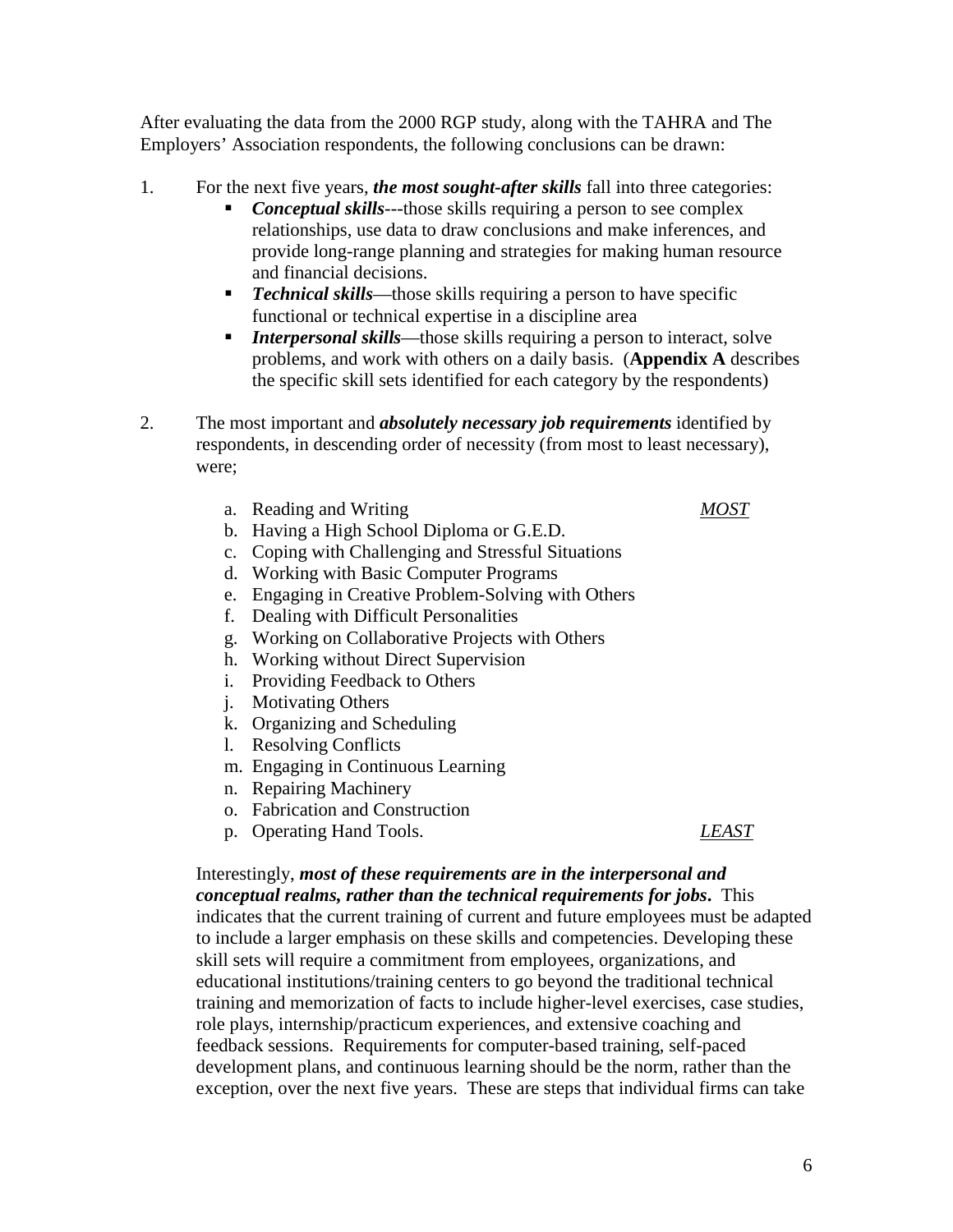After evaluating the data from the 2000 RGP study, along with the TAHRA and The Employers' Association respondents, the following conclusions can be drawn:

1. For the next five years, ***the most sought-after skills*** fall into three categories:
   - ***Conceptual skills***---those skills requiring a person to see complex relationships, use data to draw conclusions and make inferences, and provide long-range planning and strategies for making human resource and financial decisions.
   - ***Technical skills***—those skills requiring a person to have specific functional or technical expertise in a discipline area
   - ***Interpersonal skills***—those skills requiring a person to interact, solve problems, and work with others on a daily basis. (**Appendix A** describes the specific skill sets identified for each category by the respondents)

2. The most important and ***absolutely necessary job requirements*** identified by respondents, in descending order of necessity (from most to least necessary), were;

   a. Reading and Writing *MOST*
   b. Having a High School Diploma or G.E.D.
   c. Coping with Challenging and Stressful Situations
   d. Working with Basic Computer Programs
   e. Engaging in Creative Problem-Solving with Others
   f. Dealing with Difficult Personalities
   g. Working on Collaborative Projects with Others
   h. Working without Direct Supervision
   i. Providing Feedback to Others
   j. Motivating Others
   k. Organizing and Scheduling
   l. Resolving Conflicts
   m. Engaging in Continuous Learning
   n. Repairing Machinery
   o. Fabrication and Construction
   p. Operating Hand Tools. *LEAST*

   Interestingly, ***most of these requirements are in the interpersonal and conceptual realms, rather than the technical requirements for jobs*.** This indicates that the current training of current and future employees must be adapted to include a larger emphasis on these skills and competencies. Developing these skill sets will require a commitment from employees, organizations, and educational institutions/training centers to go beyond the traditional technical training and memorization of facts to include higher-level exercises, case studies, role plays, internship/practicum experiences, and extensive coaching and feedback sessions. Requirements for computer-based training, self-paced development plans, and continuous learning should be the norm, rather than the exception, over the next five years. These are steps that individual firms can take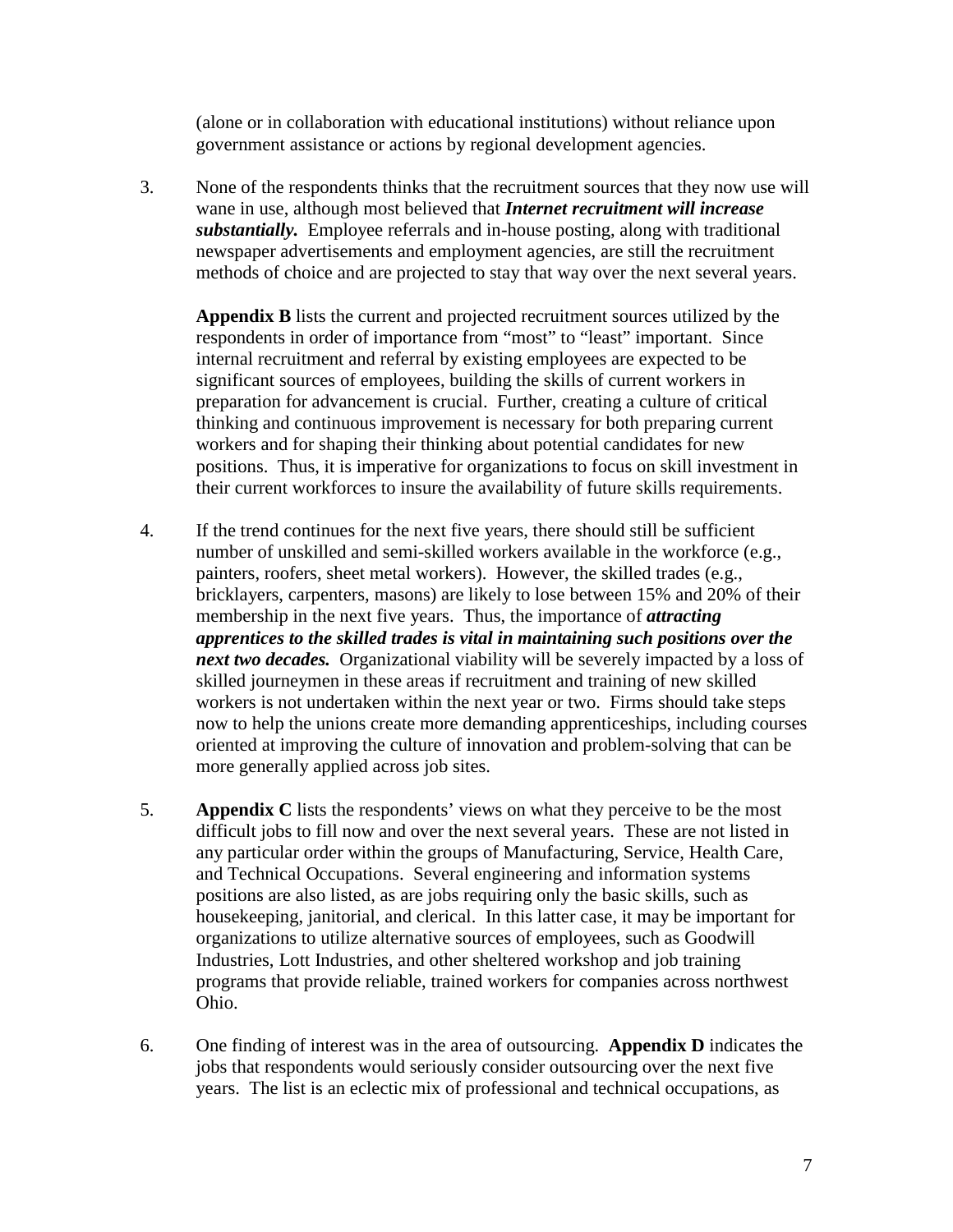(alone or in collaboration with educational institutions) without reliance upon government assistance or actions by regional development agencies.

3. None of the respondents thinks that the recruitment sources that they now use will wane in use, although most believed that ***Internet recruitment will increase substantially.*** Employee referrals and in-house posting, along with traditional newspaper advertisements and employment agencies, are still the recruitment methods of choice and are projected to stay that way over the next several years.

   **Appendix B** lists the current and projected recruitment sources utilized by the respondents in order of importance from "most" to "least" important. Since internal recruitment and referral by existing employees are expected to be significant sources of employees, building the skills of current workers in preparation for advancement is crucial. Further, creating a culture of critical thinking and continuous improvement is necessary for both preparing current workers and for shaping their thinking about potential candidates for new positions. Thus, it is imperative for organizations to focus on skill investment in their current workforces to insure the availability of future skills requirements.

4. If the trend continues for the next five years, there should still be sufficient number of unskilled and semi-skilled workers available in the workforce (e.g., painters, roofers, sheet metal workers). However, the skilled trades (e.g., bricklayers, carpenters, masons) are likely to lose between 15% and 20% of their membership in the next five years. Thus, the importance of ***attracting apprentices to the skilled trades is vital in maintaining such positions over the next two decades.*** Organizational viability will be severely impacted by a loss of skilled journeymen in these areas if recruitment and training of new skilled workers is not undertaken within the next year or two. Firms should take steps now to help the unions create more demanding apprenticeships, including courses oriented at improving the culture of innovation and problem-solving that can be more generally applied across job sites.

5. **Appendix C** lists the respondents' views on what they perceive to be the most difficult jobs to fill now and over the next several years. These are not listed in any particular order within the groups of Manufacturing, Service, Health Care, and Technical Occupations. Several engineering and information systems positions are also listed, as are jobs requiring only the basic skills, such as housekeeping, janitorial, and clerical. In this latter case, it may be important for organizations to utilize alternative sources of employees, such as Goodwill Industries, Lott Industries, and other sheltered workshop and job training programs that provide reliable, trained workers for companies across northwest Ohio.

6. One finding of interest was in the area of outsourcing. **Appendix D** indicates the jobs that respondents would seriously consider outsourcing over the next five years. The list is an eclectic mix of professional and technical occupations, as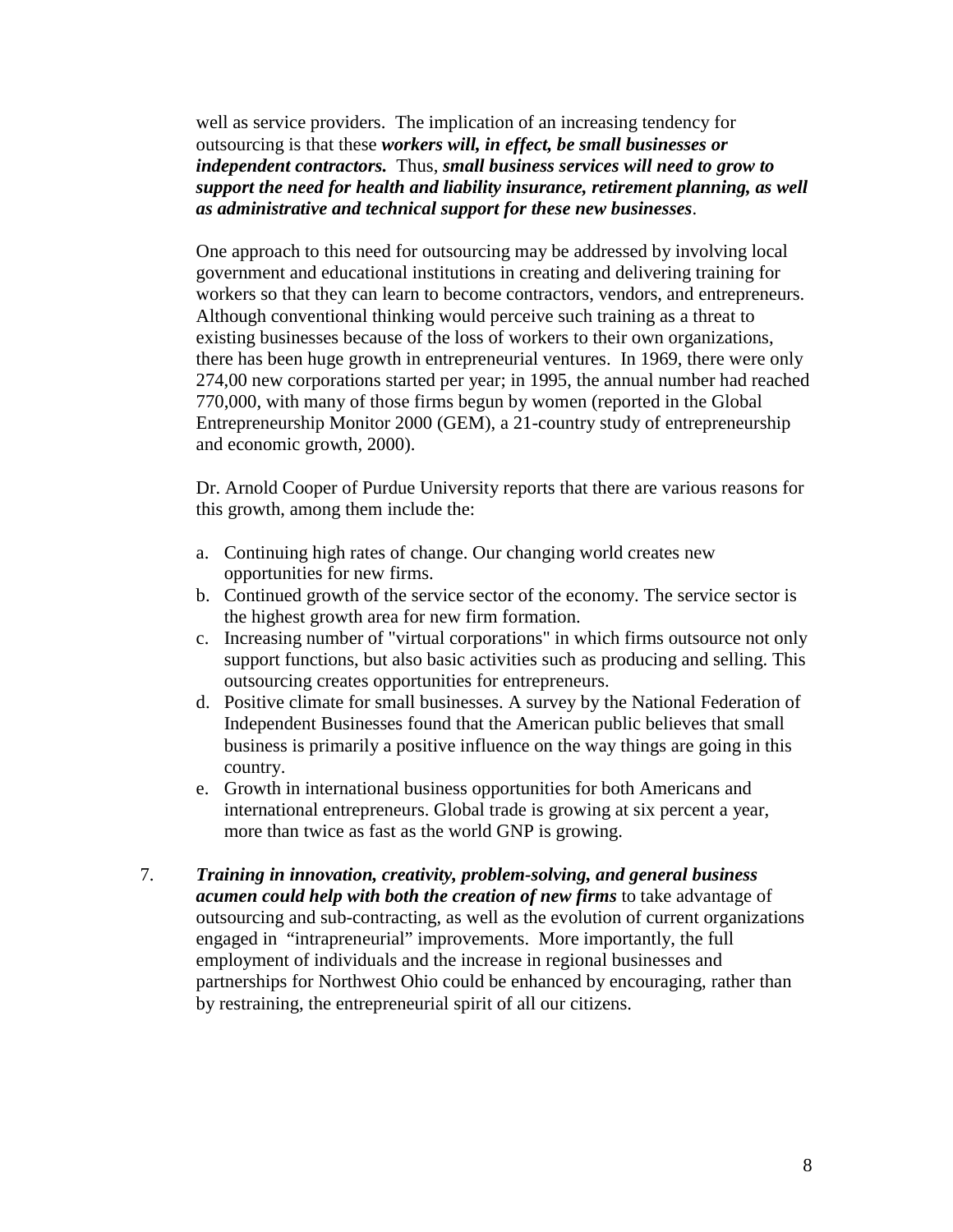well as service providers. The implication of an increasing tendency for outsourcing is that these ***workers will, in effect, be small businesses or independent contractors.*** Thus, ***small business services will need to grow to support the need for health and liability insurance, retirement planning, as well as administrative and technical support for these new businesses***.

One approach to this need for outsourcing may be addressed by involving local government and educational institutions in creating and delivering training for workers so that they can learn to become contractors, vendors, and entrepreneurs. Although conventional thinking would perceive such training as a threat to existing businesses because of the loss of workers to their own organizations, there has been huge growth in entrepreneurial ventures. In 1969, there were only 274,00 new corporations started per year; in 1995, the annual number had reached 770,000, with many of those firms begun by women (reported in the Global Entrepreneurship Monitor 2000 (GEM), a 21-country study of entrepreneurship and economic growth, 2000).

Dr. Arnold Cooper of Purdue University reports that there are various reasons for this growth, among them include the:

a. Continuing high rates of change. Our changing world creates new opportunities for new firms.
b. Continued growth of the service sector of the economy. The service sector is the highest growth area for new firm formation.
c. Increasing number of "virtual corporations" in which firms outsource not only support functions, but also basic activities such as producing and selling. This outsourcing creates opportunities for entrepreneurs.
d. Positive climate for small businesses. A survey by the National Federation of Independent Businesses found that the American public believes that small business is primarily a positive influence on the way things are going in this country.
e. Growth in international business opportunities for both Americans and international entrepreneurs. Global trade is growing at six percent a year, more than twice as fast as the world GNP is growing.

7. ***Training in innovation, creativity, problem-solving, and general business acumen could help with both the creation of new firms*** to take advantage of outsourcing and sub-contracting, as well as the evolution of current organizations engaged in "intrapreneurial" improvements. More importantly, the full employment of individuals and the increase in regional businesses and partnerships for Northwest Ohio could be enhanced by encouraging, rather than by restraining, the entrepreneurial spirit of all our citizens.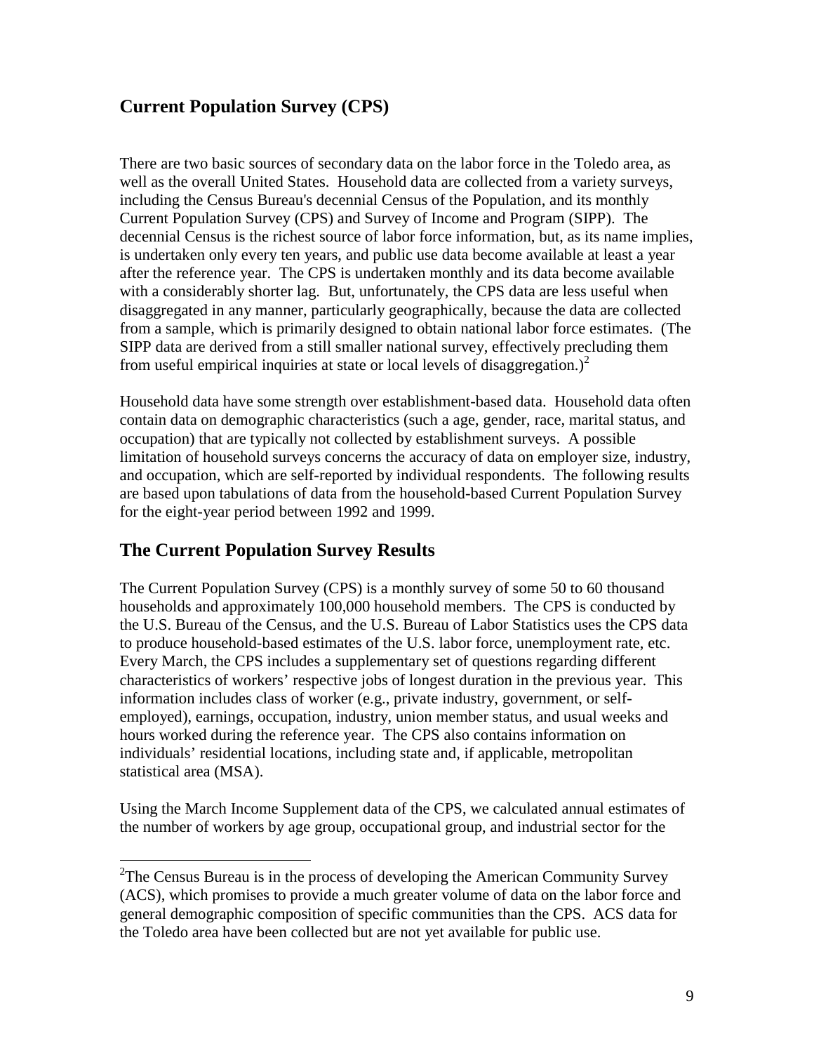## Current Population Survey (CPS)

There are two basic sources of secondary data on the labor force in the Toledo area, as well as the overall United States. Household data are collected from a variety surveys, including the Census Bureau's decennial Census of the Population, and its monthly Current Population Survey (CPS) and Survey of Income and Program (SIPP). The decennial Census is the richest source of labor force information, but, as its name implies, is undertaken only every ten years, and public use data become available at least a year after the reference year. The CPS is undertaken monthly and its data become available with a considerably shorter lag. But, unfortunately, the CPS data are less useful when disaggregated in any manner, particularly geographically, because the data are collected from a sample, which is primarily designed to obtain national labor force estimates. (The SIPP data are derived from a still smaller national survey, effectively precluding them from useful empirical inquiries at state or local levels of disaggregation.)[2]

Household data have some strength over establishment-based data. Household data often contain data on demographic characteristics (such a age, gender, race, marital status, and occupation) that are typically not collected by establishment surveys. A possible limitation of household surveys concerns the accuracy of data on employer size, industry, and occupation, which are self-reported by individual respondents. The following results are based upon tabulations of data from the household-based Current Population Survey for the eight-year period between 1992 and 1999.

## The Current Population Survey Results

The Current Population Survey (CPS) is a monthly survey of some 50 to 60 thousand households and approximately 100,000 household members. The CPS is conducted by the U.S. Bureau of the Census, and the U.S. Bureau of Labor Statistics uses the CPS data to produce household-based estimates of the U.S. labor force, unemployment rate, etc. Every March, the CPS includes a supplementary set of questions regarding different characteristics of workers' respective jobs of longest duration in the previous year. This information includes class of worker (e.g., private industry, government, or self-employed), earnings, occupation, industry, union member status, and usual weeks and hours worked during the reference year. The CPS also contains information on individuals' residential locations, including state and, if applicable, metropolitan statistical area (MSA).

Using the March Income Supplement data of the CPS, we calculated annual estimates of the number of workers by age group, occupational group, and industrial sector for the

---

[2]The Census Bureau is in the process of developing the American Community Survey (ACS), which promises to provide a much greater volume of data on the labor force and general demographic composition of specific communities than the CPS. ACS data for the Toledo area have been collected but are not yet available for public use.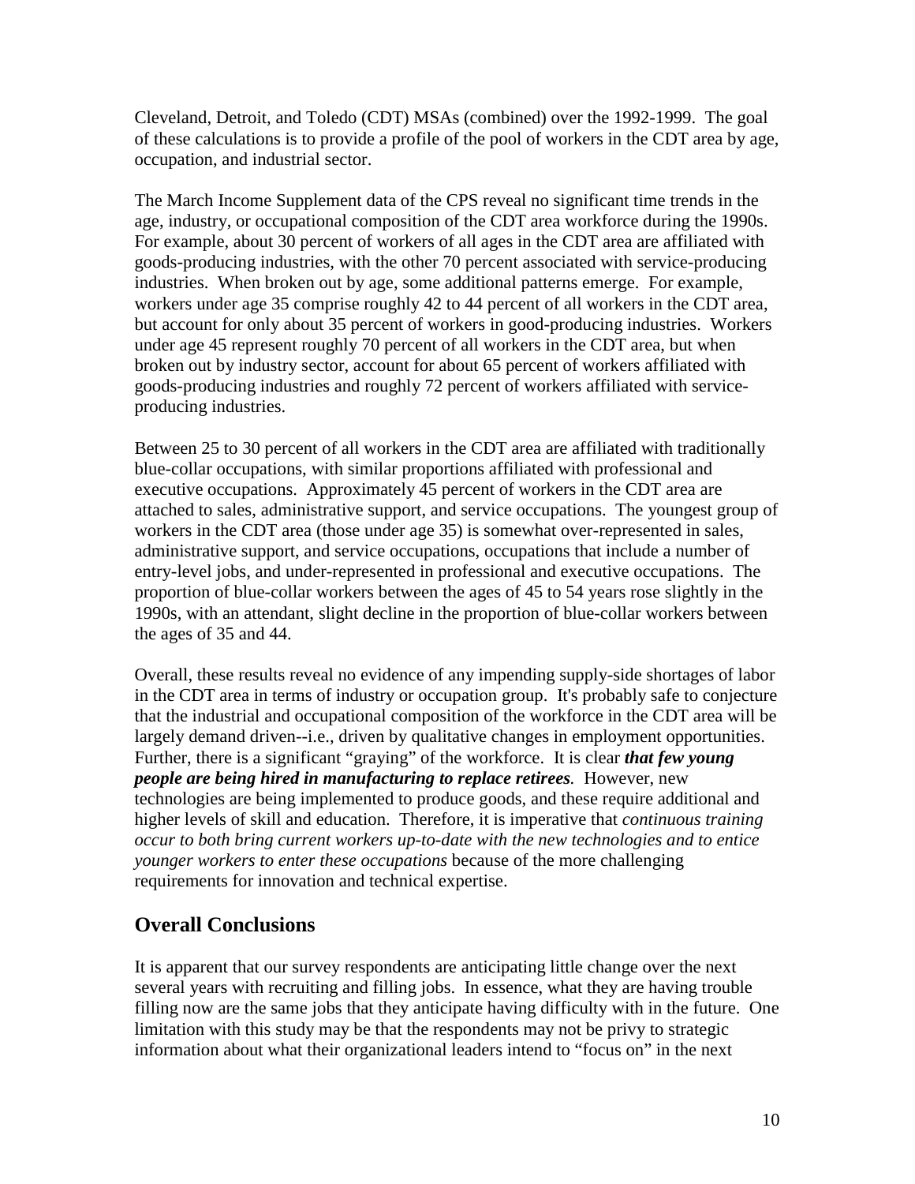Cleveland, Detroit, and Toledo (CDT) MSAs (combined) over the 1992-1999. The goal of these calculations is to provide a profile of the pool of workers in the CDT area by age, occupation, and industrial sector.

The March Income Supplement data of the CPS reveal no significant time trends in the age, industry, or occupational composition of the CDT area workforce during the 1990s. For example, about 30 percent of workers of all ages in the CDT area are affiliated with goods-producing industries, with the other 70 percent associated with service-producing industries. When broken out by age, some additional patterns emerge. For example, workers under age 35 comprise roughly 42 to 44 percent of all workers in the CDT area, but account for only about 35 percent of workers in good-producing industries. Workers under age 45 represent roughly 70 percent of all workers in the CDT area, but when broken out by industry sector, account for about 65 percent of workers affiliated with goods-producing industries and roughly 72 percent of workers affiliated with service-producing industries.

Between 25 to 30 percent of all workers in the CDT area are affiliated with traditionally blue-collar occupations, with similar proportions affiliated with professional and executive occupations. Approximately 45 percent of workers in the CDT area are attached to sales, administrative support, and service occupations. The youngest group of workers in the CDT area (those under age 35) is somewhat over-represented in sales, administrative support, and service occupations, occupations that include a number of entry-level jobs, and under-represented in professional and executive occupations. The proportion of blue-collar workers between the ages of 45 to 54 years rose slightly in the 1990s, with an attendant, slight decline in the proportion of blue-collar workers between the ages of 35 and 44.

Overall, these results reveal no evidence of any impending supply-side shortages of labor in the CDT area in terms of industry or occupation group. It's probably safe to conjecture that the industrial and occupational composition of the workforce in the CDT area will be largely demand driven--i.e., driven by qualitative changes in employment opportunities. Further, there is a significant "graying" of the workforce. It is clear ***that few young people are being hired in manufacturing to replace retirees.*** However, new technologies are being implemented to produce goods, and these require additional and higher levels of skill and education. Therefore, it is imperative that *continuous training occur to both bring current workers up-to-date with the new technologies and to entice younger workers to enter these occupations* because of the more challenging requirements for innovation and technical expertise.

## Overall Conclusions

It is apparent that our survey respondents are anticipating little change over the next several years with recruiting and filling jobs. In essence, what they are having trouble filling now are the same jobs that they anticipate having difficulty with in the future. One limitation with this study may be that the respondents may not be privy to strategic information about what their organizational leaders intend to "focus on" in the next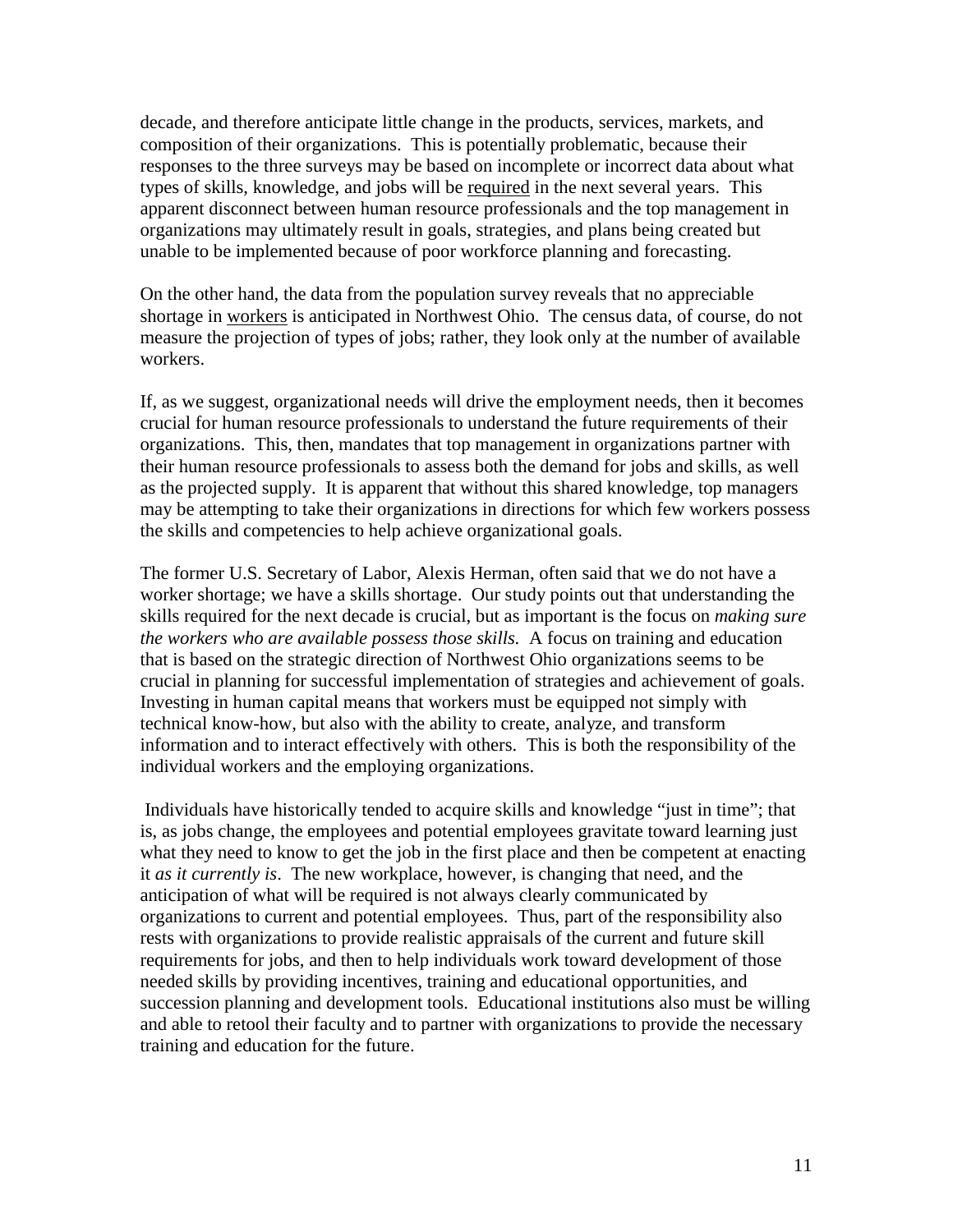decade, and therefore anticipate little change in the products, services, markets, and composition of their organizations. This is potentially problematic, because their responses to the three surveys may be based on incomplete or incorrect data about what types of skills, knowledge, and jobs will be <u>required</u> in the next several years. This apparent disconnect between human resource professionals and the top management in organizations may ultimately result in goals, strategies, and plans being created but unable to be implemented because of poor workforce planning and forecasting.

On the other hand, the data from the population survey reveals that no appreciable shortage in <u>workers</u> is anticipated in Northwest Ohio. The census data, of course, do not measure the projection of types of jobs; rather, they look only at the number of available workers.

If, as we suggest, organizational needs will drive the employment needs, then it becomes crucial for human resource professionals to understand the future requirements of their organizations. This, then, mandates that top management in organizations partner with their human resource professionals to assess both the demand for jobs and skills, as well as the projected supply. It is apparent that without this shared knowledge, top managers may be attempting to take their organizations in directions for which few workers possess the skills and competencies to help achieve organizational goals.

The former U.S. Secretary of Labor, Alexis Herman, often said that we do not have a worker shortage; we have a skills shortage. Our study points out that understanding the skills required for the next decade is crucial, but as important is the focus on *making sure the workers who are available possess those skills.* A focus on training and education that is based on the strategic direction of Northwest Ohio organizations seems to be crucial in planning for successful implementation of strategies and achievement of goals. Investing in human capital means that workers must be equipped not simply with technical know-how, but also with the ability to create, analyze, and transform information and to interact effectively with others. This is both the responsibility of the individual workers and the employing organizations.

Individuals have historically tended to acquire skills and knowledge "just in time"; that is, as jobs change, the employees and potential employees gravitate toward learning just what they need to know to get the job in the first place and then be competent at enacting it *as it currently is*. The new workplace, however, is changing that need, and the anticipation of what will be required is not always clearly communicated by organizations to current and potential employees. Thus, part of the responsibility also rests with organizations to provide realistic appraisals of the current and future skill requirements for jobs, and then to help individuals work toward development of those needed skills by providing incentives, training and educational opportunities, and succession planning and development tools. Educational institutions also must be willing and able to retool their faculty and to partner with organizations to provide the necessary training and education for the future.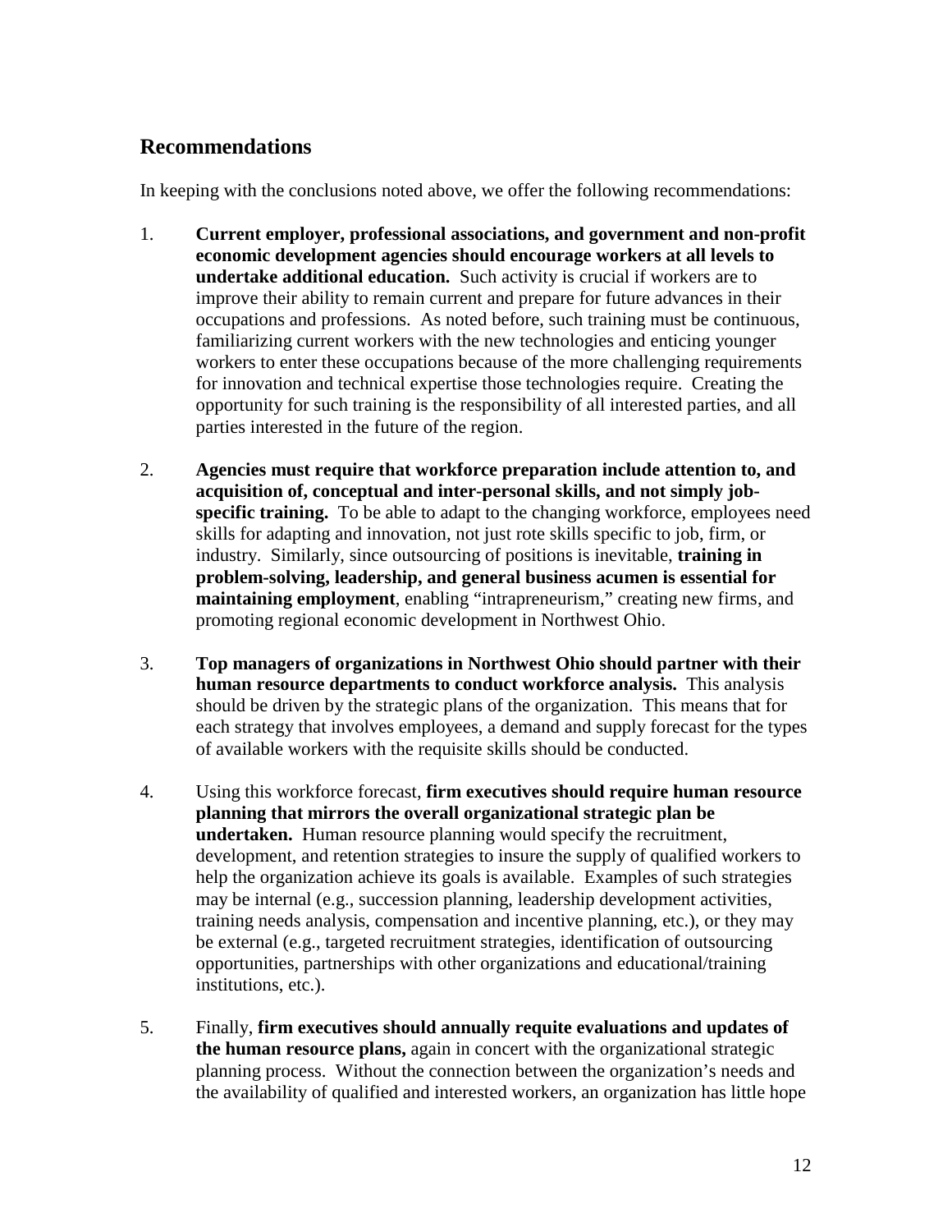## Recommendations

In keeping with the conclusions noted above, we offer the following recommendations:

1. **Current employer, professional associations, and government and non-profit economic development agencies should encourage workers at all levels to undertake additional education.** Such activity is crucial if workers are to improve their ability to remain current and prepare for future advances in their occupations and professions. As noted before, such training must be continuous, familiarizing current workers with the new technologies and enticing younger workers to enter these occupations because of the more challenging requirements for innovation and technical expertise those technologies require. Creating the opportunity for such training is the responsibility of all interested parties, and all parties interested in the future of the region.

2. **Agencies must require that workforce preparation include attention to, and acquisition of, conceptual and inter-personal skills, and not simply job-specific training.** To be able to adapt to the changing workforce, employees need skills for adapting and innovation, not just rote skills specific to job, firm, or industry. Similarly, since outsourcing of positions is inevitable, **training in problem-solving, leadership, and general business acumen is essential for maintaining employment**, enabling "intrapreneurism," creating new firms, and promoting regional economic development in Northwest Ohio.

3. **Top managers of organizations in Northwest Ohio should partner with their human resource departments to conduct workforce analysis.** This analysis should be driven by the strategic plans of the organization. This means that for each strategy that involves employees, a demand and supply forecast for the types of available workers with the requisite skills should be conducted.

4. Using this workforce forecast, **firm executives should require human resource planning that mirrors the overall organizational strategic plan be undertaken.** Human resource planning would specify the recruitment, development, and retention strategies to insure the supply of qualified workers to help the organization achieve its goals is available. Examples of such strategies may be internal (e.g., succession planning, leadership development activities, training needs analysis, compensation and incentive planning, etc.), or they may be external (e.g., targeted recruitment strategies, identification of outsourcing opportunities, partnerships with other organizations and educational/training institutions, etc.).

5. Finally, **firm executives should annually requite evaluations and updates of the human resource plans,** again in concert with the organizational strategic planning process. Without the connection between the organization's needs and the availability of qualified and interested workers, an organization has little hope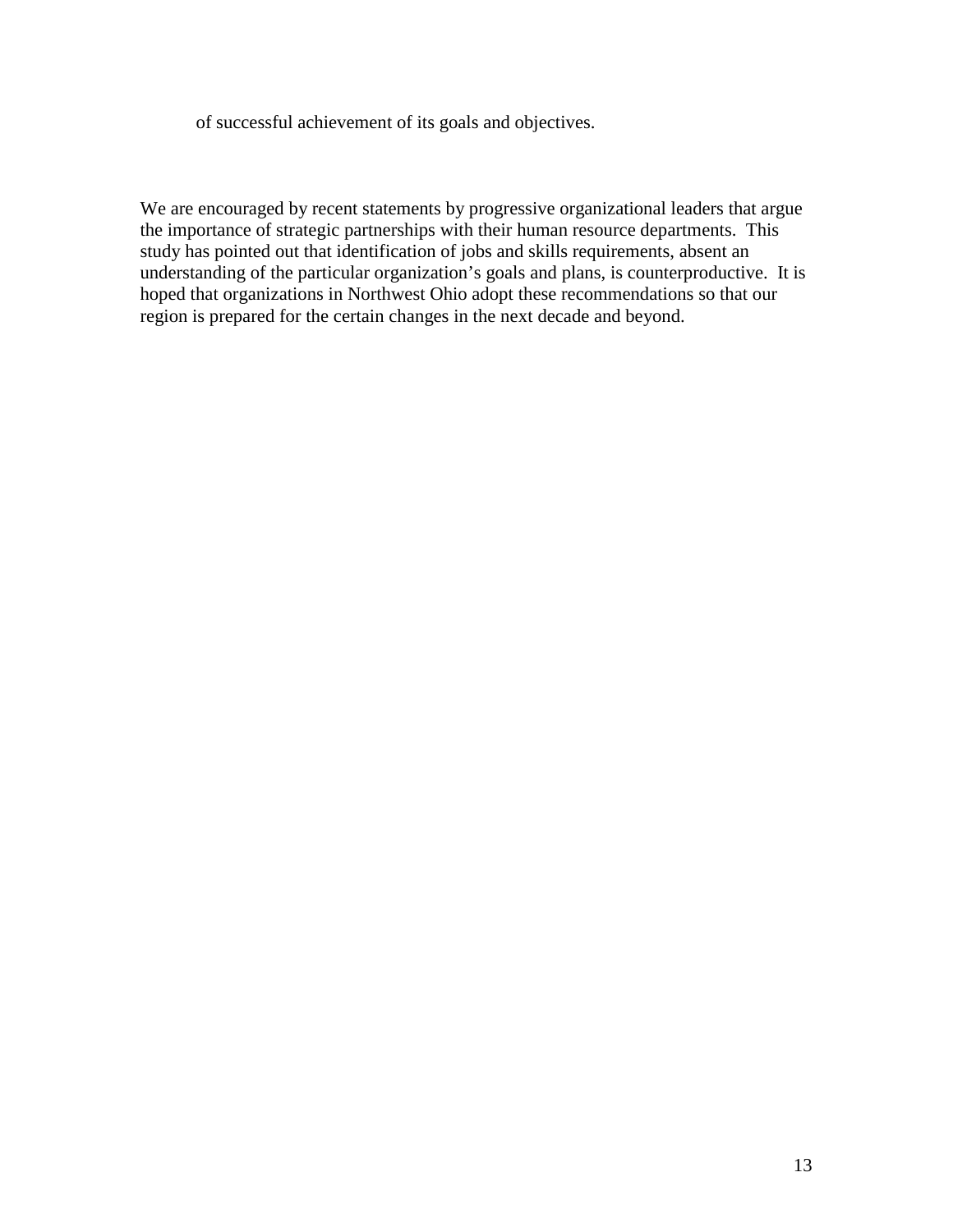of successful achievement of its goals and objectives.

We are encouraged by recent statements by progressive organizational leaders that argue the importance of strategic partnerships with their human resource departments. This study has pointed out that identification of jobs and skills requirements, absent an understanding of the particular organization's goals and plans, is counterproductive. It is hoped that organizations in Northwest Ohio adopt these recommendations so that our region is prepared for the certain changes in the next decade and beyond.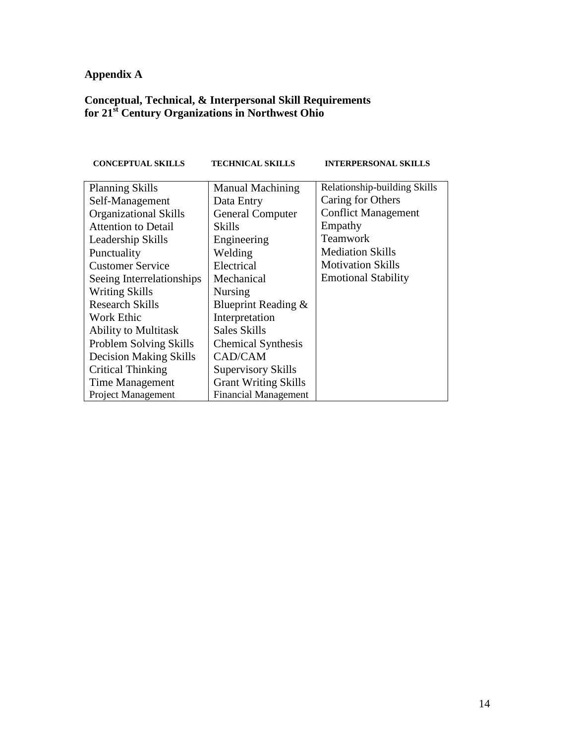## Appendix A

### Conceptual, Technical, & Interpersonal Skill Requirements for 21st Century Organizations in Northwest Ohio

| CONCEPTUAL SKILLS | TECHNICAL SKILLS | INTERPERSONAL SKILLS |
|---|---|---|
| Planning Skills | Manual Machining | Relationship-building Skills |
| Self-Management | Data Entry | Caring for Others |
| Organizational Skills | General Computer Skills | Conflict Management |
| Attention to Detail | Engineering | Empathy |
| Leadership Skills | Welding | Teamwork |
| Punctuality | Electrical | Mediation Skills |
| Customer Service | Mechanical | Motivation Skills |
| Seeing Interrelationships | Nursing | Emotional Stability |
| Writing Skills | Blueprint Reading & Interpretation | |
| Research Skills | Sales Skills | |
| Work Ethic | Chemical Synthesis | |
| Ability to Multitask | CAD/CAM | |
| Problem Solving Skills | Supervisory Skills | |
| Decision Making Skills | Grant Writing Skills | |
| Critical Thinking | Financial Management | |
| Time Management | | |
| Project Management | | |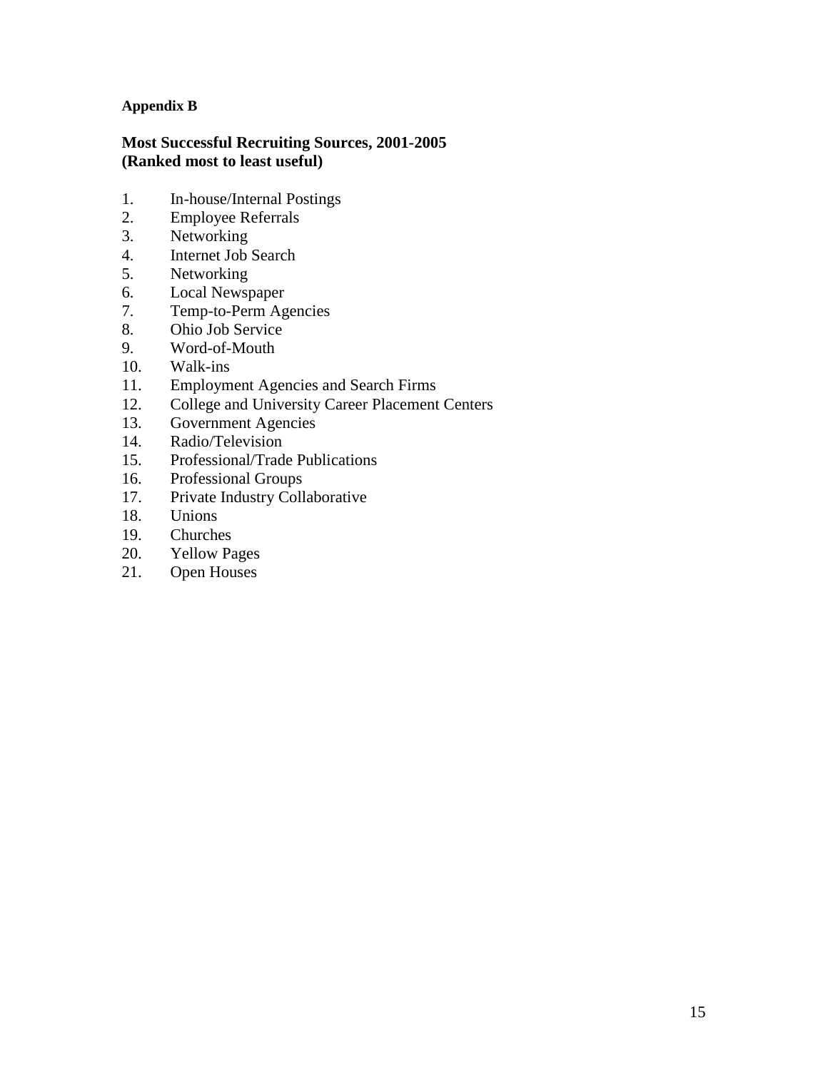**Appendix B**

**Most Successful Recruiting Sources, 2001-2005**
**(Ranked most to least useful)**

1. In-house/Internal Postings
2. Employee Referrals
3. Networking
4. Internet Job Search
5. Networking
6. Local Newspaper
7. Temp-to-Perm Agencies
8. Ohio Job Service
9. Word-of-Mouth
10. Walk-ins
11. Employment Agencies and Search Firms
12. College and University Career Placement Centers
13. Government Agencies
14. Radio/Television
15. Professional/Trade Publications
16. Professional Groups
17. Private Industry Collaborative
18. Unions
19. Churches
20. Yellow Pages
21. Open Houses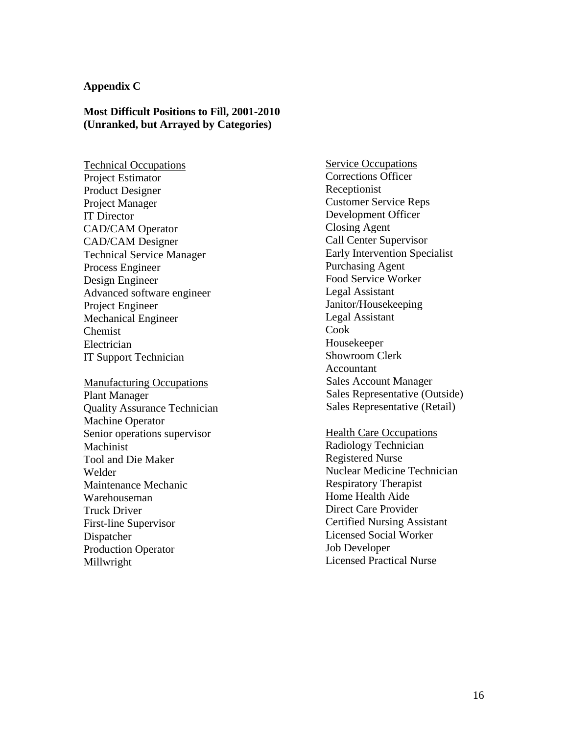**Appendix C**

**Most Difficult Positions to Fill, 2001-2010**
**(Unranked, but Arrayed by Categories)**

<u>Technical Occupations</u>
Project Estimator
Product Designer
Project Manager
IT Director
CAD/CAM Operator
CAD/CAM Designer
Technical Service Manager
Process Engineer
Design Engineer
Advanced software engineer
Project Engineer
Mechanical Engineer
Chemist
Electrician
IT Support Technician

<u>Manufacturing Occupations</u>
Plant Manager
Quality Assurance Technician
Machine Operator
Senior operations supervisor
Machinist
Tool and Die Maker
Welder
Maintenance Mechanic
Warehouseman
Truck Driver
First-line Supervisor
Dispatcher
Production Operator
Millwright

<u>Service Occupations</u>
Corrections Officer
Receptionist
Customer Service Reps
Development Officer
Closing Agent
Call Center Supervisor
Early Intervention Specialist
Purchasing Agent
Food Service Worker
Legal Assistant
Janitor/Housekeeping
Legal Assistant
Cook
Housekeeper
Showroom Clerk
Accountant
Sales Account Manager
Sales Representative (Outside)
Sales Representative (Retail)

<u>Health Care Occupations</u>
Radiology Technician
Registered Nurse
Nuclear Medicine Technician
Respiratory Therapist
Home Health Aide
Direct Care Provider
Certified Nursing Assistant
Licensed Social Worker
Job Developer
Licensed Practical Nurse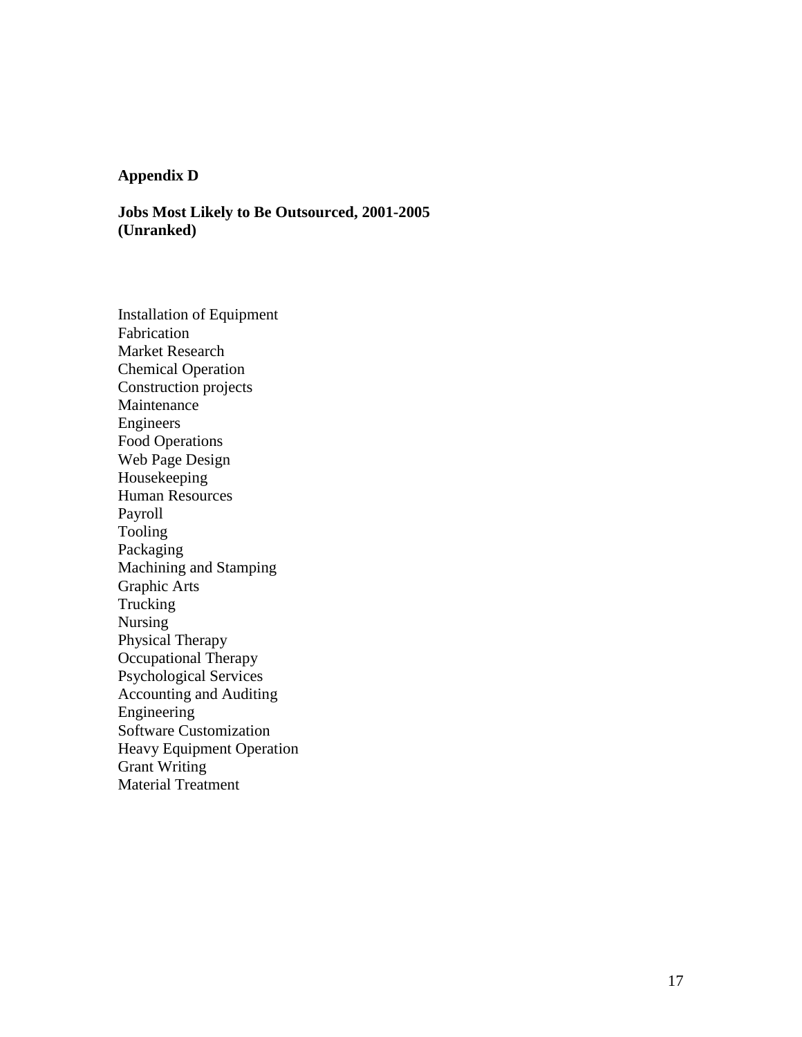## Appendix D

**Jobs Most Likely to Be Outsourced, 2001-2005 (Unranked)**

Installation of Equipment
Fabrication
Market Research
Chemical Operation
Construction projects
Maintenance
Engineers
Food Operations
Web Page Design
Housekeeping
Human Resources
Payroll
Tooling
Packaging
Machining and Stamping
Graphic Arts
Trucking
Nursing
Physical Therapy
Occupational Therapy
Psychological Services
Accounting and Auditing
Engineering
Software Customization
Heavy Equipment Operation
Grant Writing
Material Treatment